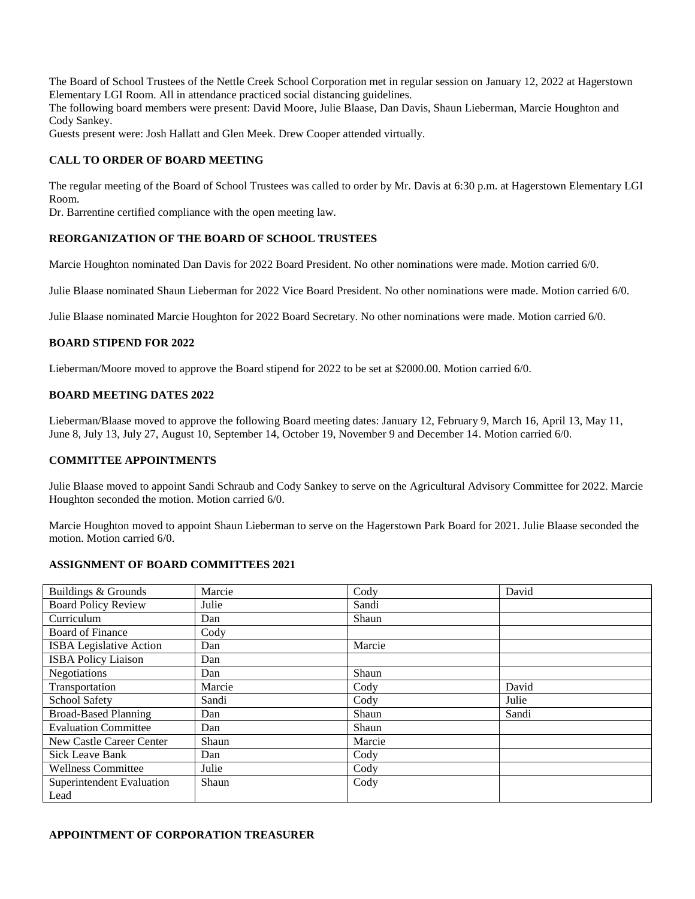The Board of School Trustees of the Nettle Creek School Corporation met in regular session on January 12, 2022 at Hagerstown Elementary LGI Room. All in attendance practiced social distancing guidelines.
The following board members were present: David Moore, Julie Blaase, Dan Davis, Shaun Lieberman, Marcie Houghton and Cody Sankey.
Guests present were: Josh Hallatt and Glen Meek. Drew Cooper attended virtually.

**CALL TO ORDER OF BOARD MEETING**

The regular meeting of the Board of School Trustees was called to order by Mr. Davis at 6:30 p.m. at Hagerstown Elementary LGI Room.
Dr. Barrentine certified compliance with the open meeting law.

**REORGANIZATION OF THE BOARD OF SCHOOL TRUSTEES**

Marcie Houghton nominated Dan Davis for 2022 Board President. No other nominations were made. Motion carried 6/0.

Julie Blaase nominated Shaun Lieberman for 2022 Vice Board President. No other nominations were made. Motion carried 6/0.

Julie Blaase nominated Marcie Houghton for 2022 Board Secretary. No other nominations were made. Motion carried 6/0.

**BOARD STIPEND FOR 2022**

Lieberman/Moore moved to approve the Board stipend for 2022 to be set at $2000.00. Motion carried 6/0.

**BOARD MEETING DATES 2022**

Lieberman/Blaase moved to approve the following Board meeting dates: January 12, February 9, March 16, April 13, May 11, June 8, July 13, July 27, August 10, September 14, October 19, November 9 and December 14. Motion carried 6/0.

**COMMITTEE APPOINTMENTS**

Julie Blaase moved to appoint Sandi Schraub and Cody Sankey to serve on the Agricultural Advisory Committee for 2022. Marcie Houghton seconded the motion. Motion carried 6/0.

Marcie Houghton moved to appoint Shaun Lieberman to serve on the Hagerstown Park Board for 2021. Julie Blaase seconded the motion. Motion carried 6/0.

**ASSIGNMENT OF BOARD COMMITTEES 2021**

| | | | |
|---|---|---|---|
| Buildings & Grounds | Marcie | Cody | David |
| Board Policy Review | Julie | Sandi | |
| Curriculum | Dan | Shaun | |
| Board of Finance | Cody | | |
| ISBA Legislative Action | Dan | Marcie | |
| ISBA Policy Liaison | Dan | | |
| Negotiations | Dan | Shaun | |
| Transportation | Marcie | Cody | David |
| School Safety | Sandi | Cody | Julie |
| Broad-Based Planning | Dan | Shaun | Sandi |
| Evaluation Committee | Dan | Shaun | |
| New Castle Career Center | Shaun | Marcie | |
| Sick Leave Bank | Dan | Cody | |
| Wellness Committee | Julie | Cody | |
| Superintendent Evaluation Lead | Shaun | Cody | |

**APPOINTMENT OF CORPORATION TREASURER**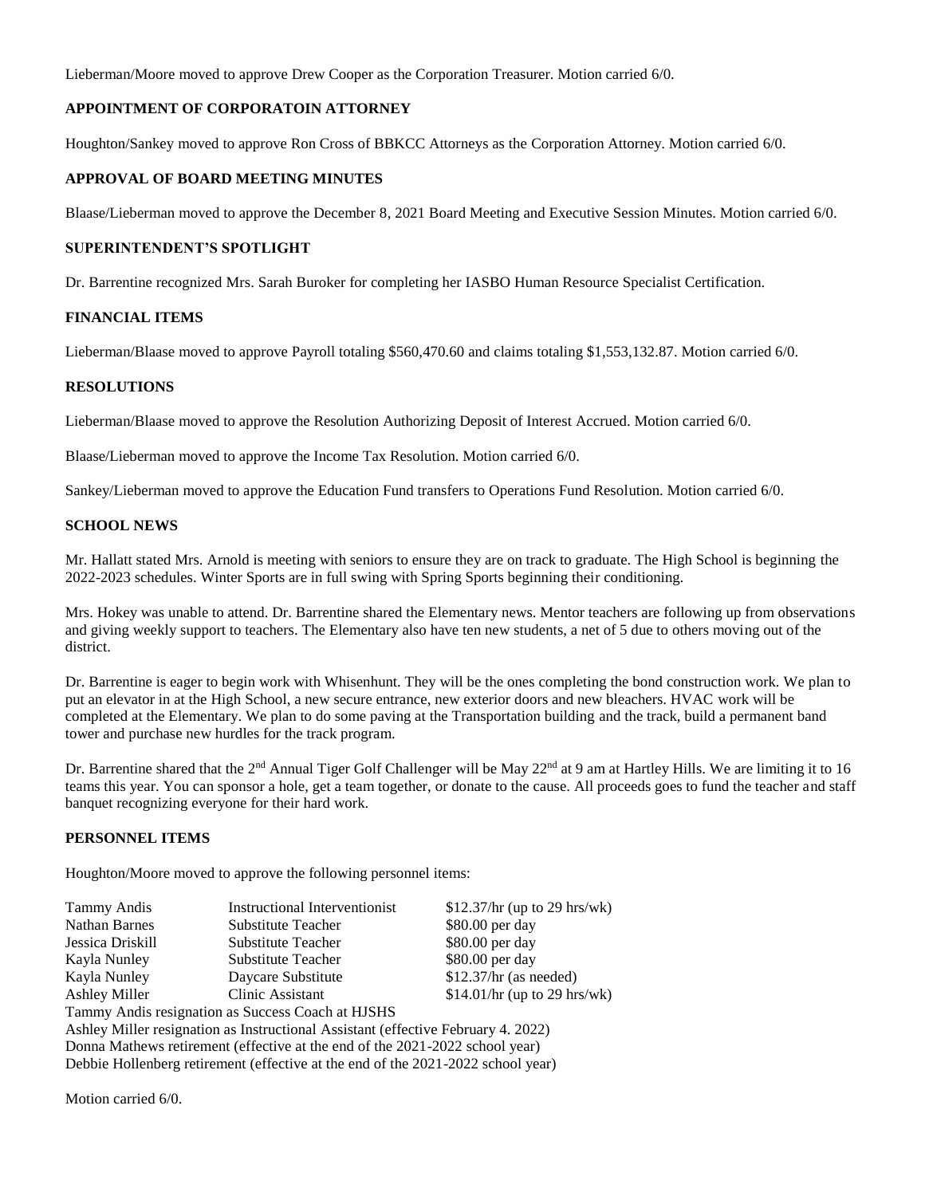Lieberman/Moore moved to approve Drew Cooper as the Corporation Treasurer. Motion carried 6/0.

### APPOINTMENT OF CORPORATOIN ATTORNEY

Houghton/Sankey moved to approve Ron Cross of BBKCC Attorneys as the Corporation Attorney. Motion carried 6/0.

### APPROVAL OF BOARD MEETING MINUTES

Blaase/Lieberman moved to approve the December 8, 2021 Board Meeting and Executive Session Minutes. Motion carried 6/0.

### SUPERINTENDENT'S SPOTLIGHT

Dr. Barrentine recognized Mrs. Sarah Buroker for completing her IASBO Human Resource Specialist Certification.

### FINANCIAL ITEMS

Lieberman/Blaase moved to approve Payroll totaling $560,470.60 and claims totaling $1,553,132.87. Motion carried 6/0.

### RESOLUTIONS

Lieberman/Blaase moved to approve the Resolution Authorizing Deposit of Interest Accrued. Motion carried 6/0.

Blaase/Lieberman moved to approve the Income Tax Resolution. Motion carried 6/0.

Sankey/Lieberman moved to approve the Education Fund transfers to Operations Fund Resolution. Motion carried 6/0.

### SCHOOL NEWS

Mr. Hallatt stated Mrs. Arnold is meeting with seniors to ensure they are on track to graduate. The High School is beginning the 2022-2023 schedules. Winter Sports are in full swing with Spring Sports beginning their conditioning.

Mrs. Hokey was unable to attend. Dr. Barrentine shared the Elementary news. Mentor teachers are following up from observations and giving weekly support to teachers. The Elementary also have ten new students, a net of 5 due to others moving out of the district.

Dr. Barrentine is eager to begin work with Whisenhunt. They will be the ones completing the bond construction work. We plan to put an elevator in at the High School, a new secure entrance, new exterior doors and new bleachers. HVAC work will be completed at the Elementary. We plan to do some paving at the Transportation building and the track, build a permanent band tower and purchase new hurdles for the track program.

Dr. Barrentine shared that the 2nd Annual Tiger Golf Challenger will be May 22nd at 9 am at Hartley Hills. We are limiting it to 16 teams this year. You can sponsor a hole, get a team together, or donate to the cause. All proceeds goes to fund the teacher and staff banquet recognizing everyone for their hard work.

### PERSONNEL ITEMS

Houghton/Moore moved to approve the following personnel items:

| | | |
|---|---|---|
| Tammy Andis | Instructional Interventionist | $12.37/hr (up to 29 hrs/wk) |
| Nathan Barnes | Substitute Teacher | $80.00 per day |
| Jessica Driskill | Substitute Teacher | $80.00 per day |
| Kayla Nunley | Substitute Teacher | $80.00 per day |
| Kayla Nunley | Daycare Substitute | $12.37/hr (as needed) |
| Ashley Miller | Clinic Assistant | $14.01/hr (up to 29 hrs/wk) |

Tammy Andis resignation as Success Coach at HJSHS
Ashley Miller resignation as Instructional Assistant (effective February 4. 2022)
Donna Mathews retirement (effective at the end of the 2021-2022 school year)
Debbie Hollenberg retirement (effective at the end of the 2021-2022 school year)

Motion carried 6/0.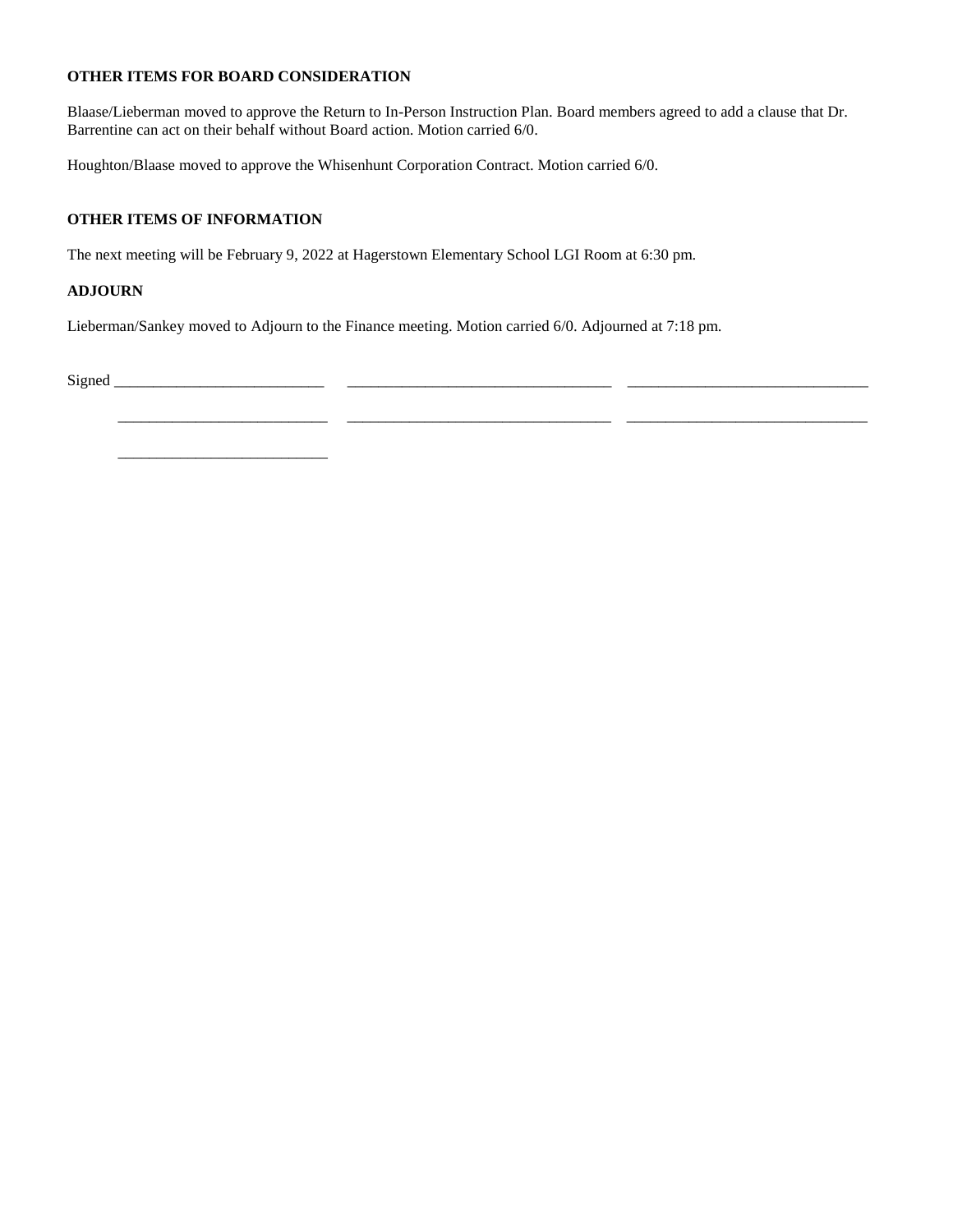**OTHER ITEMS FOR BOARD CONSIDERATION**

Blaase/Lieberman moved to approve the Return to In-Person Instruction Plan. Board members agreed to add a clause that Dr. Barrentine can act on their behalf without Board action. Motion carried 6/0.

Houghton/Blaase moved to approve the Whisenhunt Corporation Contract. Motion carried 6/0.

**OTHER ITEMS OF INFORMATION**

The next meeting will be February 9, 2022 at Hagerstown Elementary School LGI Room at 6:30 pm.

**ADJOURN**

Lieberman/Sankey moved to Adjourn to the Finance meeting. Motion carried 6/0. Adjourned at 7:18 pm.

Signed ___________________________ ___________________________________ _______________________________

___________________________ ___________________________________ _______________________________

___________________________